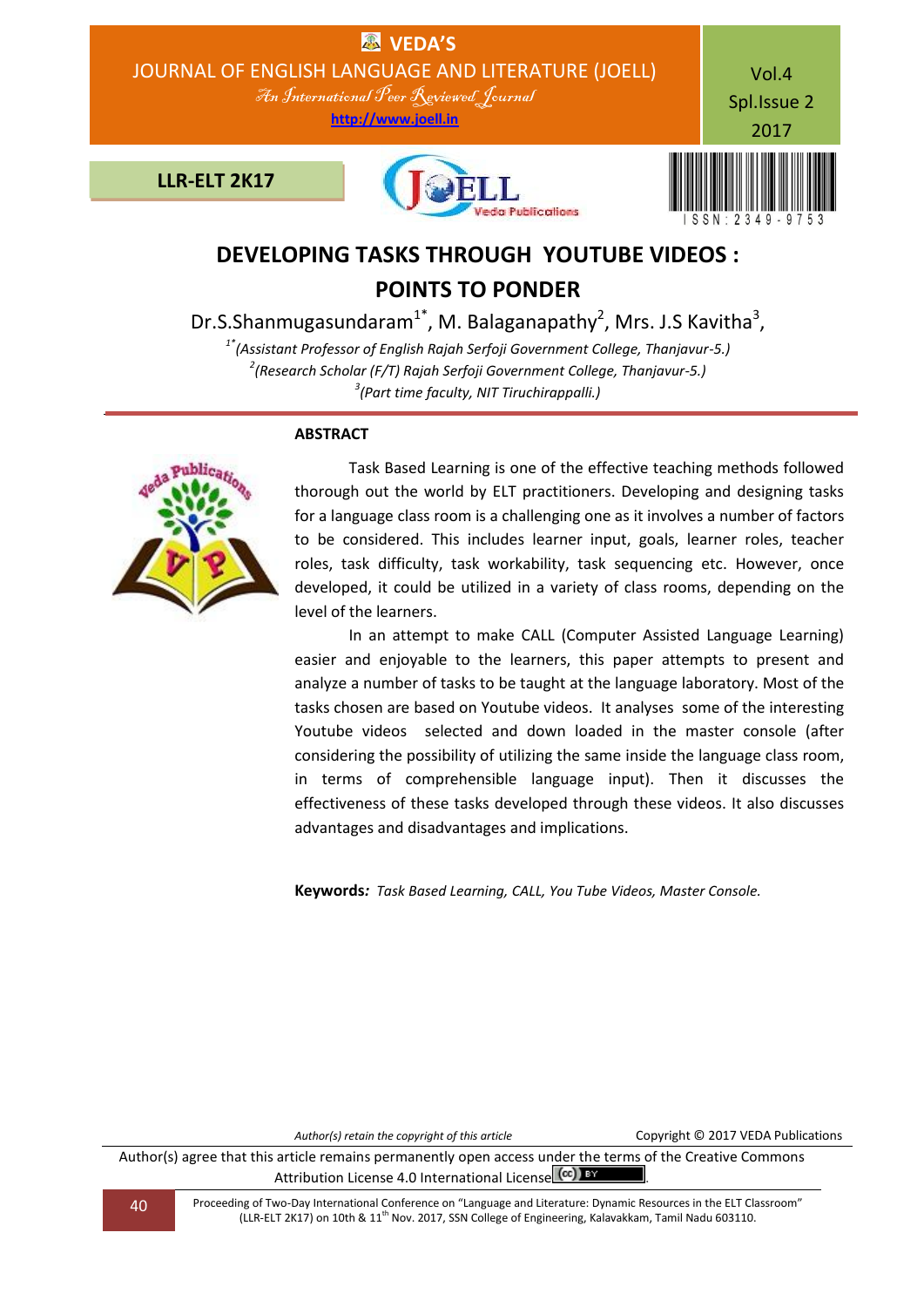# DEVELOPING TASKS THROUGH YOUTUBE VIDEOS : POINTS TO PONDER

Dr.S.Shanmugasundaram[1*], M. Balaganapathy[2], Mrs. J.S Kavitha[3],

[1*] *(Assistant Professor of English Rajah Serfoji Government College, Thanjavur-5.)*
[2] *(Research Scholar (F/T) Rajah Serfoji Government College, Thanjavur-5.)*
[3] *(Part time faculty, NIT Tiruchirappalli.)*

## ABSTRACT

Task Based Learning is one of the effective teaching methods followed thorough out the world by ELT practitioners. Developing and designing tasks for a language class room is a challenging one as it involves a number of factors to be considered. This includes learner input, goals, learner roles, teacher roles, task difficulty, task workability, task sequencing etc. However, once developed, it could be utilized in a variety of class rooms, depending on the level of the learners.

In an attempt to make CALL (Computer Assisted Language Learning) easier and enjoyable to the learners, this paper attempts to present and analyze a number of tasks to be taught at the language laboratory. Most of the tasks chosen are based on Youtube videos. It analyses some of the interesting Youtube videos selected and down loaded in the master console (after considering the possibility of utilizing the same inside the language class room, in terms of comprehensible language input). Then it discusses the effectiveness of these tasks developed through these videos. It also discusses advantages and disadvantages and implications.

**Keywords***:* *Task Based Learning, CALL, You Tube Videos, Master Console.*

*Author(s) retain the copyright of this article* Copyright © 2017 VEDA Publications

Author(s) agree that this article remains permanently open access under the terms of the Creative Commons Attribution License 4.0 International License.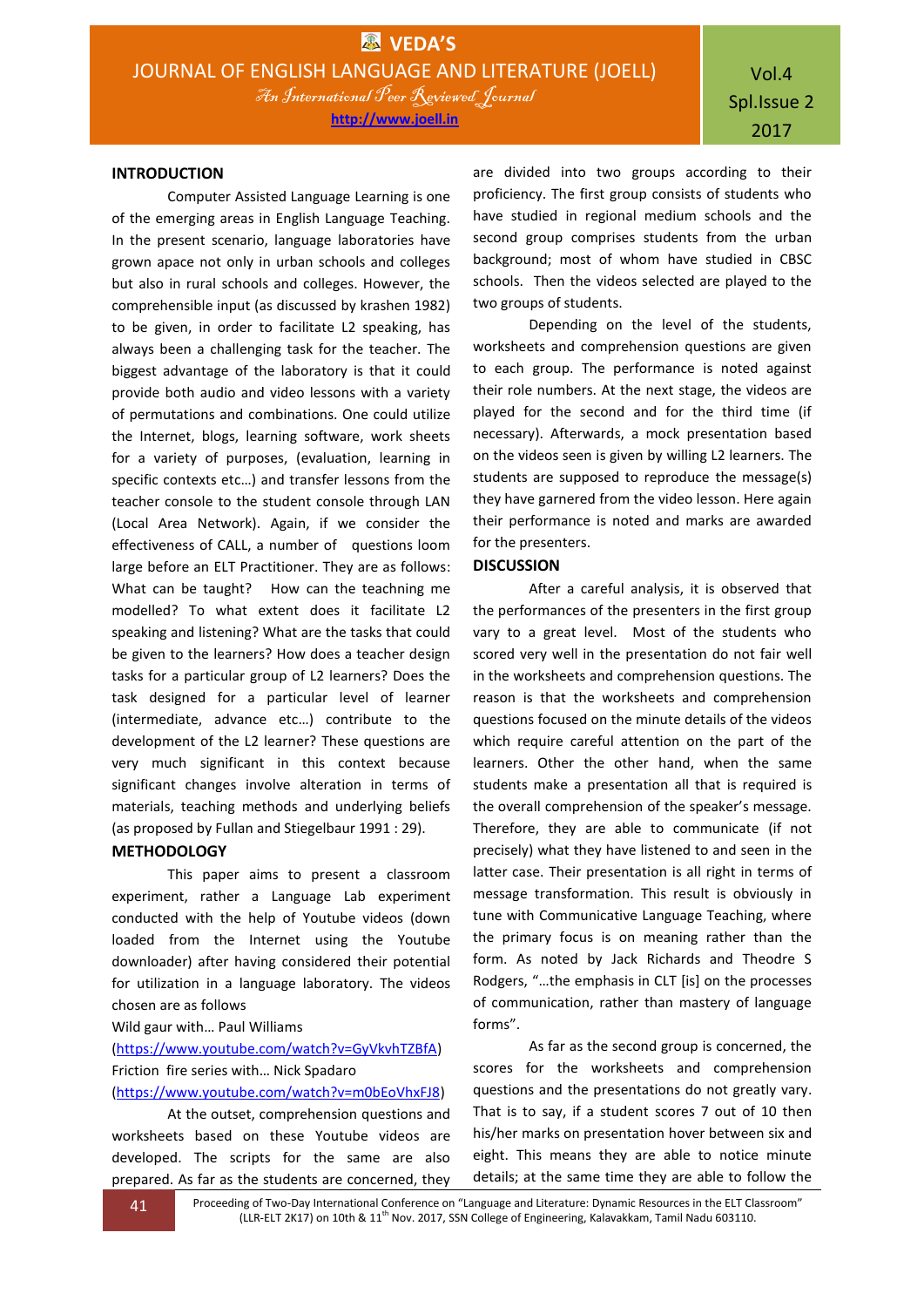## INTRODUCTION

Computer Assisted Language Learning is one of the emerging areas in English Language Teaching. In the present scenario, language laboratories have grown apace not only in urban schools and colleges but also in rural schools and colleges. However, the comprehensible input (as discussed by krashen 1982) to be given, in order to facilitate L2 speaking, has always been a challenging task for the teacher. The biggest advantage of the laboratory is that it could provide both audio and video lessons with a variety of permutations and combinations. One could utilize the Internet, blogs, learning software, work sheets for a variety of purposes, (evaluation, learning in specific contexts etc…) and transfer lessons from the teacher console to the student console through LAN (Local Area Network). Again, if we consider the effectiveness of CALL, a number of questions loom large before an ELT Practitioner. They are as follows: What can be taught? How can the teaching me modelled? To what extent does it facilitate L2 speaking and listening? What are the tasks that could be given to the learners? How does a teacher design tasks for a particular group of L2 learners? Does the task designed for a particular level of learner (intermediate, advance etc…) contribute to the development of the L2 learner? These questions are very much significant in this context because significant changes involve alteration in terms of materials, teaching methods and underlying beliefs (as proposed by Fullan and Stiegelbaur 1991 : 29).

## METHODOLOGY

This paper aims to present a classroom experiment, rather a Language Lab experiment conducted with the help of Youtube videos (down loaded from the Internet using the Youtube downloader) after having considered their potential for utilization in a language laboratory. The videos chosen are as follows

Wild gaur with… Paul Williams
(https://www.youtube.com/watch?v=GyVkvhTZBfA)

Friction fire series with… Nick Spadaro
(https://www.youtube.com/watch?v=m0bEoVhxFJ8)

At the outset, comprehension questions and worksheets based on these Youtube videos are developed. The scripts for the same are also prepared. As far as the students are concerned, they are divided into two groups according to their proficiency. The first group consists of students who have studied in regional medium schools and the second group comprises students from the urban background; most of whom have studied in CBSC schools. Then the videos selected are played to the two groups of students.

Depending on the level of the students, worksheets and comprehension questions are given to each group. The performance is noted against their role numbers. At the next stage, the videos are played for the second and for the third time (if necessary). Afterwards, a mock presentation based on the videos seen is given by willing L2 learners. The students are supposed to reproduce the message(s) they have garnered from the video lesson. Here again their performance is noted and marks are awarded for the presenters.

## DISCUSSION

After a careful analysis, it is observed that the performances of the presenters in the first group vary to a great level. Most of the students who scored very well in the presentation do not fair well in the worksheets and comprehension questions. The reason is that the worksheets and comprehension questions focused on the minute details of the videos which require careful attention on the part of the learners. Other the other hand, when the same students make a presentation all that is required is the overall comprehension of the speaker's message. Therefore, they are able to communicate (if not precisely) what they have listened to and seen in the latter case. Their presentation is all right in terms of message transformation. This result is obviously in tune with Communicative Language Teaching, where the primary focus is on meaning rather than the form. As noted by Jack Richards and Theodre S Rodgers, "…the emphasis in CLT [is] on the processes of communication, rather than mastery of language forms".

As far as the second group is concerned, the scores for the worksheets and comprehension questions and the presentations do not greatly vary. That is to say, if a student scores 7 out of 10 then his/her marks on presentation hover between six and eight. This means they are able to notice minute details; at the same time they are able to follow the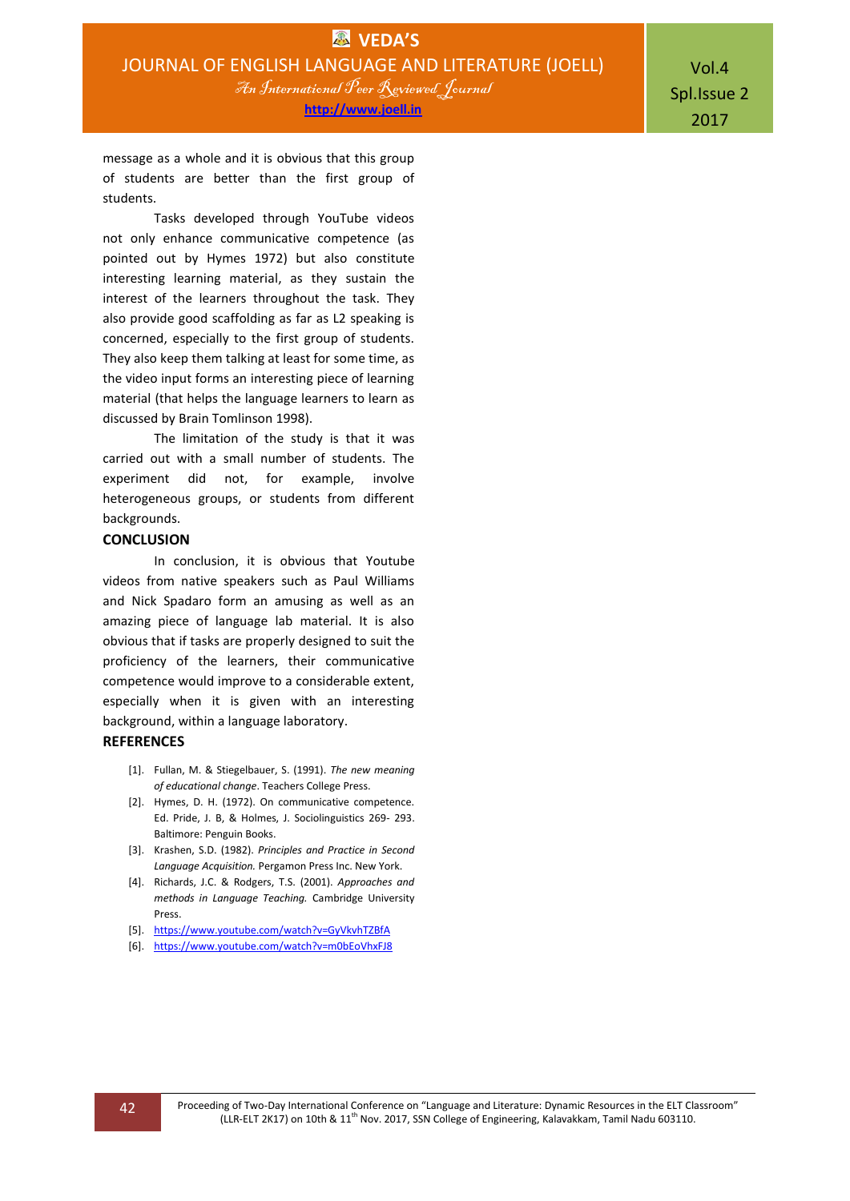message as a whole and it is obvious that this group of students are better than the first group of students.

Tasks developed through YouTube videos not only enhance communicative competence (as pointed out by Hymes 1972) but also constitute interesting learning material, as they sustain the interest of the learners throughout the task. They also provide good scaffolding as far as L2 speaking is concerned, especially to the first group of students. They also keep them talking at least for some time, as the video input forms an interesting piece of learning material (that helps the language learners to learn as discussed by Brain Tomlinson 1998).

The limitation of the study is that it was carried out with a small number of students. The experiment did not, for example, involve heterogeneous groups, or students from different backgrounds.

## CONCLUSION

In conclusion, it is obvious that Youtube videos from native speakers such as Paul Williams and Nick Spadaro form an amusing as well as an amazing piece of language lab material. It is also obvious that if tasks are properly designed to suit the proficiency of the learners, their communicative competence would improve to a considerable extent, especially when it is given with an interesting background, within a language laboratory.

## REFERENCES

[1]. Fullan, M. & Stiegelbauer, S. (1991). *The new meaning of educational change*. Teachers College Press.

[2]. Hymes, D. H. (1972). On communicative competence. Ed. Pride, J. B, & Holmes, J. Sociolinguistics 269- 293. Baltimore: Penguin Books.

[3]. Krashen, S.D. (1982). *Principles and Practice in Second Language Acquisition.* Pergamon Press Inc. New York.

[4]. Richards, J.C. & Rodgers, T.S. (2001). *Approaches and methods in Language Teaching.* Cambridge University Press.

[5]. https://www.youtube.com/watch?v=GyVkvhTZBfA

[6]. https://www.youtube.com/watch?v=m0bEoVhxFJ8